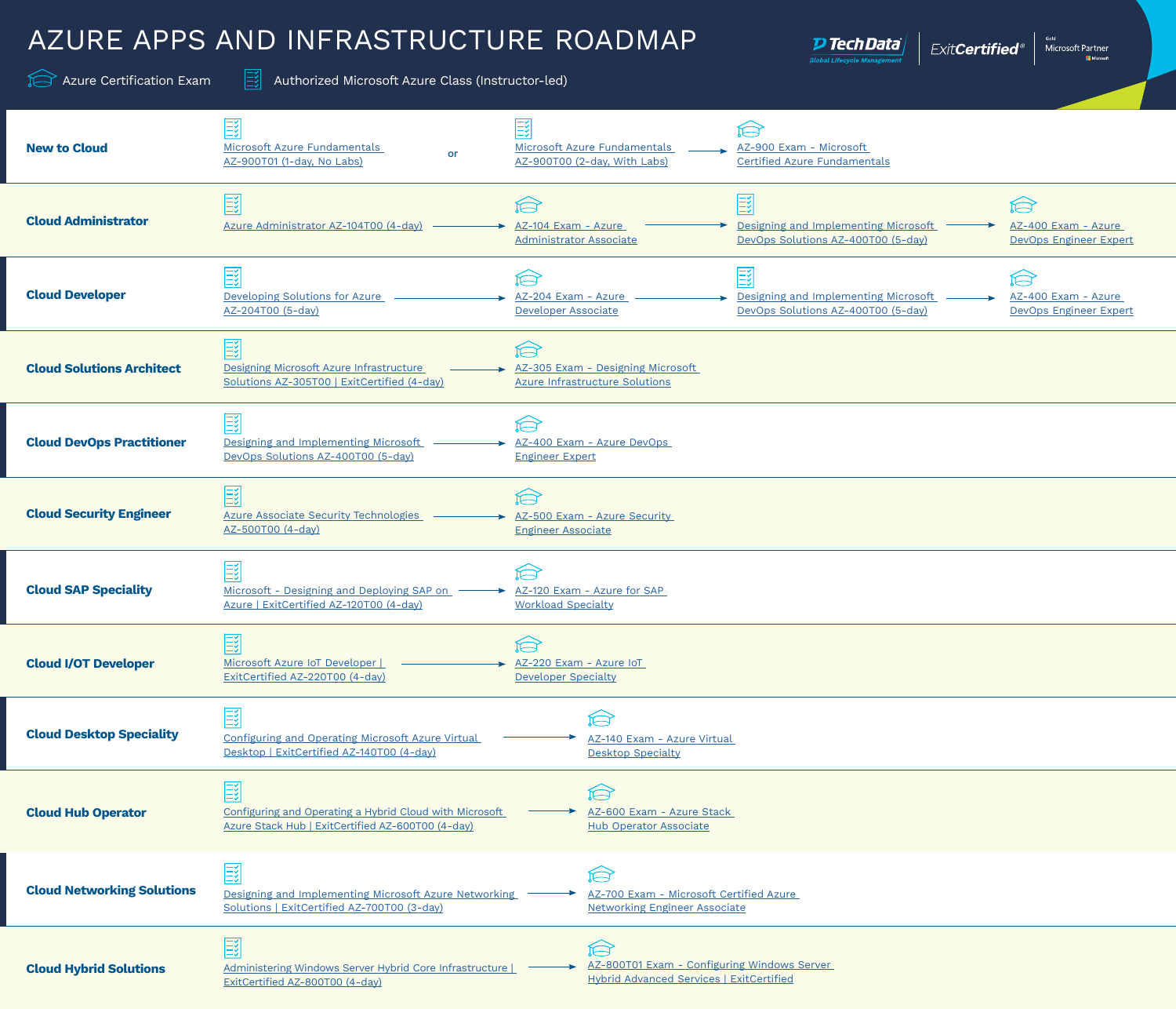# AZURE APPS AND INFRASTRUCTURE ROADMAP

Tech Data Global Lifecycle Management | ExitCertified® | Gold Microsoft Partner

**Legend:** Azure Certification Exam | Authorized Microsoft Azure Class (Instructor-led)

| Role | Step 1 | Step 2 | Step 3 | Step 4 |
|---|---|---|---|---|
| **New to Cloud** | Microsoft Azure Fundamentals AZ-900T01 (1-day, No Labs) **or** Microsoft Azure Fundamentals AZ-900T00 (2-day, With Labs) | AZ-900 Exam - Microsoft Certified Azure Fundamentals | | |
| **Cloud Administrator** | Azure Administrator AZ-104T00 (4-day) | AZ-104 Exam - Azure Administrator Associate | Designing and Implementing Microsoft DevOps Solutions AZ-400T00 (5-day) | AZ-400 Exam - Azure DevOps Engineer Expert |
| **Cloud Developer** | Developing Solutions for Azure AZ-204T00 (5-day) | AZ-204 Exam - Azure Developer Associate | Designing and Implementing Microsoft DevOps Solutions AZ-400T00 (5-day) | AZ-400 Exam - Azure DevOps Engineer Expert |
| **Cloud Solutions Architect** | Designing Microsoft Azure Infrastructure Solutions AZ-305T00 \| ExitCertified (4-day) | AZ-305 Exam - Designing Microsoft Azure Infrastructure Solutions | | |
| **Cloud DevOps Practitioner** | Designing and Implementing Microsoft DevOps Solutions AZ-400T00 (5-day) | AZ-400 Exam - Azure DevOps Engineer Expert | | |
| **Cloud Security Engineer** | Azure Associate Security Technologies AZ-500T00 (4-day) | AZ-500 Exam - Azure Security Engineer Associate | | |
| **Cloud SAP Speciality** | Microsoft - Designing and Deploying SAP on Azure \| ExitCertified AZ-120T00 (4-day) | AZ-120 Exam - Azure for SAP Workload Specialty | | |
| **Cloud I/OT Developer** | Microsoft Azure IoT Developer \| ExitCertified AZ-220T00 (4-day) | AZ-220 Exam - Azure IoT Developer Specialty | | |
| **Cloud Desktop Speciality** | Configuring and Operating Microsoft Azure Virtual Desktop \| ExitCertified AZ-140T00 (4-day) | AZ-140 Exam - Azure Virtual Desktop Specialty | | |
| **Cloud Hub Operator** | Configuring and Operating a Hybrid Cloud with Microsoft Azure Stack Hub \| ExitCertified AZ-600T00 (4-day) | AZ-600 Exam - Azure Stack Hub Operator Associate | | |
| **Cloud Networking Solutions** | Designing and Implementing Microsoft Azure Networking Solutions \| ExitCertified AZ-700T00 (3-day) | AZ-700 Exam - Microsoft Certified Azure Networking Engineer Associate | | |
| **Cloud Hybrid Solutions** | Administering Windows Server Hybrid Core Infrastructure \| ExitCertified AZ-800T00 (4-day) | AZ-800T01 Exam - Configuring Windows Server Hybrid Advanced Services \| ExitCertified | | |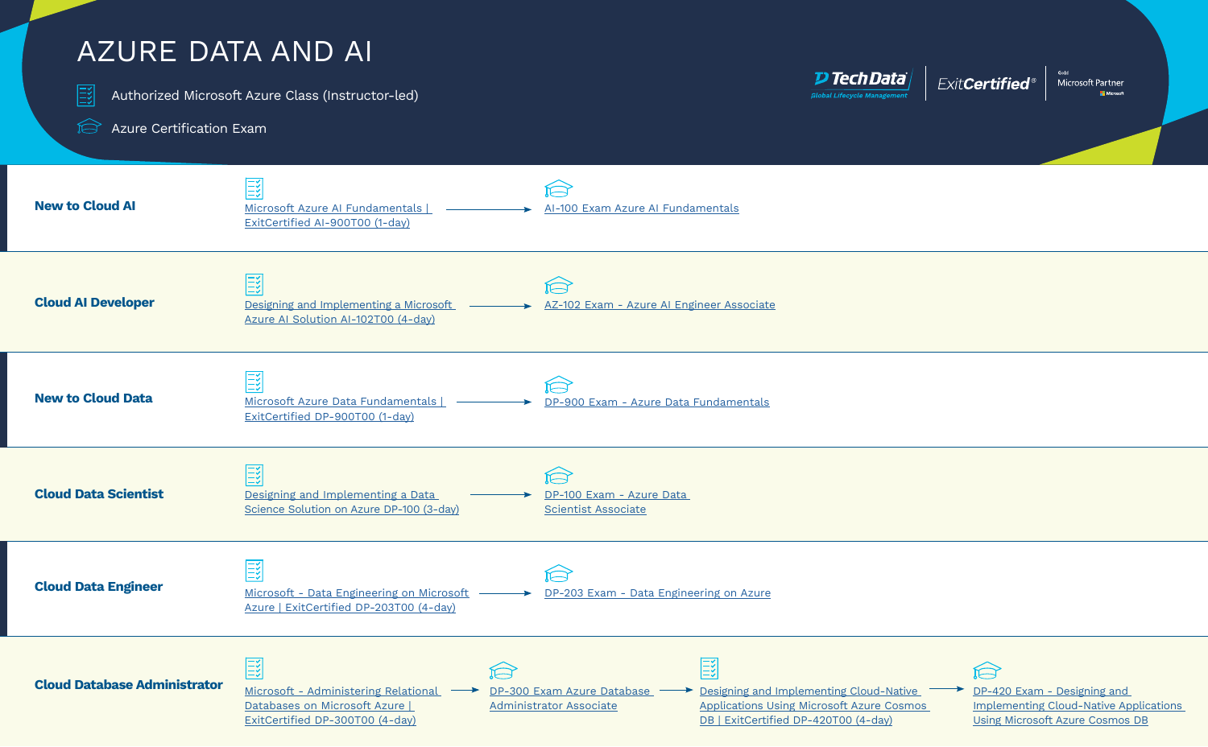# AZURE DATA AND AI

- Authorized Microsoft Azure Class (Instructor-led)
- Azure Certification Exam

TechData Global Lifecycle Management | ExitCertified® | Gold Microsoft Partner

| | | | | |
|---|---|---|---|---|
| **New to Cloud AI** | Microsoft Azure AI Fundamentals \| ExitCertified AI-900T00 (1-day) → | AI-100 Exam Azure AI Fundamentals | | |
| **Cloud AI Developer** | Designing and Implementing a Microsoft Azure AI Solution AI-102T00 (4-day) → | AZ-102 Exam - Azure AI Engineer Associate | | |
| **New to Cloud Data** | Microsoft Azure Data Fundamentals \| ExitCertified DP-900T00 (1-day) → | DP-900 Exam - Azure Data Fundamentals | | |
| **Cloud Data Scientist** | Designing and Implementing a Data Science Solution on Azure DP-100 (3-day) → | DP-100 Exam - Azure Data Scientist Associate | | |
| **Cloud Data Engineer** | Microsoft - Data Engineering on Microsoft Azure \| ExitCertified DP-203T00 (4-day) → | DP-203 Exam - Data Engineering on Azure | | |
| **Cloud Database Administrator** | Microsoft - Administering Relational Databases on Microsoft Azure \| ExitCertified DP-300T00 (4-day) → | DP-300 Exam Azure Database Administrator Associate → | Designing and Implementing Cloud-Native Applications Using Microsoft Azure Cosmos DB \| ExitCertified DP-420T00 (4-day) → | DP-420 Exam - Designing and Implementing Cloud-Native Applications Using Microsoft Azure Cosmos DB |